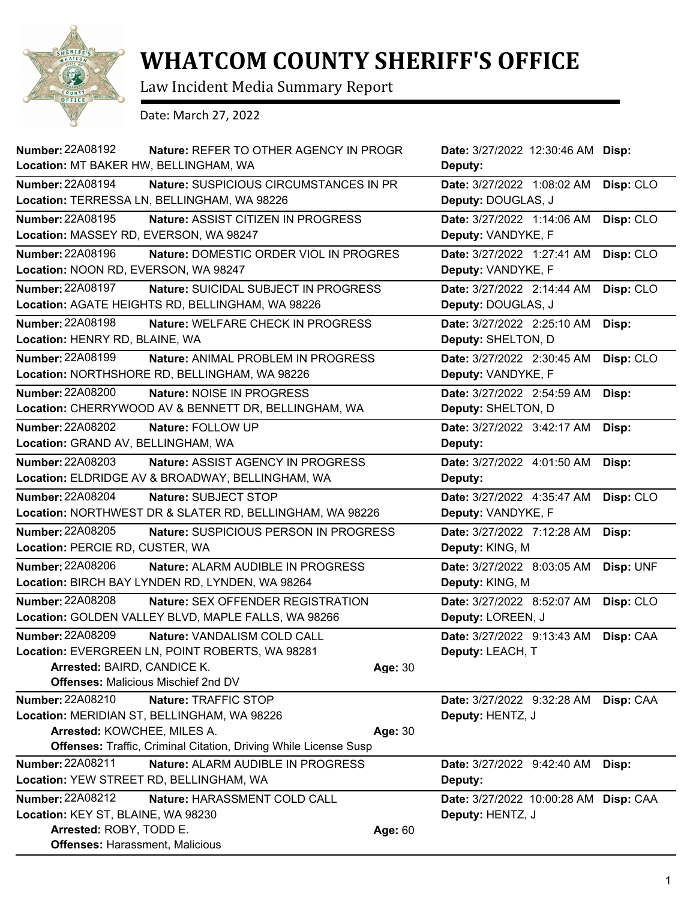# WHATCOM COUNTY SHERIFF'S OFFICE

Law Incident Media Summary Report

Date: March 27, 2022

---

**Number:** 22A08192 **Nature:** REFER TO OTHER AGENCY IN PROGR **Date:** 3/27/2022 12:30:46 AM **Disp:**
**Location:** MT BAKER HW, BELLINGHAM, WA **Deputy:**

---

**Number:** 22A08194 **Nature:** SUSPICIOUS CIRCUMSTANCES IN PR **Date:** 3/27/2022 1:08:02 AM **Disp:** CLO
**Location:** TERRESSA LN, BELLINGHAM, WA 98226 **Deputy:** DOUGLAS, J

---

**Number:** 22A08195 **Nature:** ASSIST CITIZEN IN PROGRESS **Date:** 3/27/2022 1:14:06 AM **Disp:** CLO
**Location:** MASSEY RD, EVERSON, WA 98247 **Deputy:** VANDYKE, F

---

**Number:** 22A08196 **Nature:** DOMESTIC ORDER VIOL IN PROGRES **Date:** 3/27/2022 1:27:41 AM **Disp:** CLO
**Location:** NOON RD, EVERSON, WA 98247 **Deputy:** VANDYKE, F

---

**Number:** 22A08197 **Nature:** SUICIDAL SUBJECT IN PROGRESS **Date:** 3/27/2022 2:14:44 AM **Disp:** CLO
**Location:** AGATE HEIGHTS RD, BELLINGHAM, WA 98226 **Deputy:** DOUGLAS, J

---

**Number:** 22A08198 **Nature:** WELFARE CHECK IN PROGRESS **Date:** 3/27/2022 2:25:10 AM **Disp:**
**Location:** HENRY RD, BLAINE, WA **Deputy:** SHELTON, D

---

**Number:** 22A08199 **Nature:** ANIMAL PROBLEM IN PROGRESS **Date:** 3/27/2022 2:30:45 AM **Disp:** CLO
**Location:** NORTHSHORE RD, BELLINGHAM, WA 98226 **Deputy:** VANDYKE, F

---

**Number:** 22A08200 **Nature:** NOISE IN PROGRESS **Date:** 3/27/2022 2:54:59 AM **Disp:**
**Location:** CHERRYWOOD AV & BENNETT DR, BELLINGHAM, WA **Deputy:** SHELTON, D

---

**Number:** 22A08202 **Nature:** FOLLOW UP **Date:** 3/27/2022 3:42:17 AM **Disp:**
**Location:** GRAND AV, BELLINGHAM, WA **Deputy:**

---

**Number:** 22A08203 **Nature:** ASSIST AGENCY IN PROGRESS **Date:** 3/27/2022 4:01:50 AM **Disp:**
**Location:** ELDRIDGE AV & BROADWAY, BELLINGHAM, WA **Deputy:**

---

**Number:** 22A08204 **Nature:** SUBJECT STOP **Date:** 3/27/2022 4:35:47 AM **Disp:** CLO
**Location:** NORTHWEST DR & SLATER RD, BELLINGHAM, WA 98226 **Deputy:** VANDYKE, F

---

**Number:** 22A08205 **Nature:** SUSPICIOUS PERSON IN PROGRESS **Date:** 3/27/2022 7:12:28 AM **Disp:**
**Location:** PERCIE RD, CUSTER, WA **Deputy:** KING, M

---

**Number:** 22A08206 **Nature:** ALARM AUDIBLE IN PROGRESS **Date:** 3/27/2022 8:03:05 AM **Disp:** UNF
**Location:** BIRCH BAY LYNDEN RD, LYNDEN, WA 98264 **Deputy:** KING, M

---

**Number:** 22A08208 **Nature:** SEX OFFENDER REGISTRATION **Date:** 3/27/2022 8:52:07 AM **Disp:** CLO
**Location:** GOLDEN VALLEY BLVD, MAPLE FALLS, WA 98266 **Deputy:** LOREEN, J

---

**Number:** 22A08209 **Nature:** VANDALISM COLD CALL **Date:** 3/27/2022 9:13:43 AM **Disp:** CAA
**Location:** EVERGREEN LN, POINT ROBERTS, WA 98281 **Deputy:** LEACH, T
**Arrested:** BAIRD, CANDICE K. **Age:** 30
**Offenses:** Malicious Mischief 2nd DV

---

**Number:** 22A08210 **Nature:** TRAFFIC STOP **Date:** 3/27/2022 9:32:28 AM **Disp:** CAA
**Location:** MERIDIAN ST, BELLINGHAM, WA 98226 **Deputy:** HENTZ, J
**Arrested:** KOWCHEE, MILES A. **Age:** 30
**Offenses:** Traffic, Criminal Citation, Driving While License Susp

---

**Number:** 22A08211 **Nature:** ALARM AUDIBLE IN PROGRESS **Date:** 3/27/2022 9:42:40 AM **Disp:**
**Location:** YEW STREET RD, BELLINGHAM, WA **Deputy:**

---

**Number:** 22A08212 **Nature:** HARASSMENT COLD CALL **Date:** 3/27/2022 10:00:28 AM **Disp:** CAA
**Location:** KEY ST, BLAINE, WA 98230 **Deputy:** HENTZ, J
**Arrested:** ROBY, TODD E. **Age:** 60
**Offenses:** Harassment, Malicious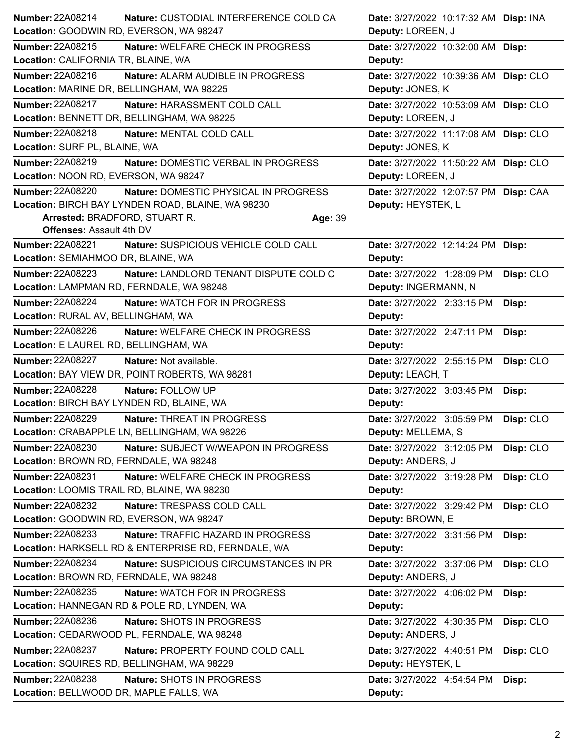**Number:** 22A08214 **Nature:** CUSTODIAL INTERFERENCE COLD CA **Date:** 3/27/2022 10:17:32 AM **Disp:** INA
**Location:** GOODWIN RD, EVERSON, WA 98247 **Deputy:** LOREEN, J

---

**Number:** 22A08215 **Nature:** WELFARE CHECK IN PROGRESS **Date:** 3/27/2022 10:32:00 AM **Disp:**
**Location:** CALIFORNIA TR, BLAINE, WA **Deputy:**

---

**Number:** 22A08216 **Nature:** ALARM AUDIBLE IN PROGRESS **Date:** 3/27/2022 10:39:36 AM **Disp:** CLO
**Location:** MARINE DR, BELLINGHAM, WA 98225 **Deputy:** JONES, K

---

**Number:** 22A08217 **Nature:** HARASSMENT COLD CALL **Date:** 3/27/2022 10:53:09 AM **Disp:** CLO
**Location:** BENNETT DR, BELLINGHAM, WA 98225 **Deputy:** LOREEN, J

---

**Number:** 22A08218 **Nature:** MENTAL COLD CALL **Date:** 3/27/2022 11:17:08 AM **Disp:** CLO
**Location:** SURF PL, BLAINE, WA **Deputy:** JONES, K

---

**Number:** 22A08219 **Nature:** DOMESTIC VERBAL IN PROGRESS **Date:** 3/27/2022 11:50:22 AM **Disp:** CLO
**Location:** NOON RD, EVERSON, WA 98247 **Deputy:** LOREEN, J

---

**Number:** 22A08220 **Nature:** DOMESTIC PHYSICAL IN PROGRESS **Date:** 3/27/2022 12:07:57 PM **Disp:** CAA
**Location:** BIRCH BAY LYNDEN ROAD, BLAINE, WA 98230 **Deputy:** HEYSTEK, L
**Arrested:** BRADFORD, STUART R. **Age:** 39
**Offenses:** Assault 4th DV

---

**Number:** 22A08221 **Nature:** SUSPICIOUS VEHICLE COLD CALL **Date:** 3/27/2022 12:14:24 PM **Disp:**
**Location:** SEMIAHMOO DR, BLAINE, WA **Deputy:**

---

**Number:** 22A08223 **Nature:** LANDLORD TENANT DISPUTE COLD C **Date:** 3/27/2022 1:28:09 PM **Disp:** CLO
**Location:** LAMPMAN RD, FERNDALE, WA 98248 **Deputy:** INGERMANN, N

---

**Number:** 22A08224 **Nature:** WATCH FOR IN PROGRESS **Date:** 3/27/2022 2:33:15 PM **Disp:**
**Location:** RURAL AV, BELLINGHAM, WA **Deputy:**

---

**Number:** 22A08226 **Nature:** WELFARE CHECK IN PROGRESS **Date:** 3/27/2022 2:47:11 PM **Disp:**
**Location:** E LAUREL RD, BELLINGHAM, WA **Deputy:**

---

**Number:** 22A08227 **Nature:** Not available. **Date:** 3/27/2022 2:55:15 PM **Disp:** CLO
**Location:** BAY VIEW DR, POINT ROBERTS, WA 98281 **Deputy:** LEACH, T

---

**Number:** 22A08228 **Nature:** FOLLOW UP **Date:** 3/27/2022 3:03:45 PM **Disp:**
**Location:** BIRCH BAY LYNDEN RD, BLAINE, WA **Deputy:**

---

**Number:** 22A08229 **Nature:** THREAT IN PROGRESS **Date:** 3/27/2022 3:05:59 PM **Disp:** CLO
**Location:** CRABAPPLE LN, BELLINGHAM, WA 98226 **Deputy:** MELLEMA, S

---

**Number:** 22A08230 **Nature:** SUBJECT W/WEAPON IN PROGRESS **Date:** 3/27/2022 3:12:05 PM **Disp:** CLO
**Location:** BROWN RD, FERNDALE, WA 98248 **Deputy:** ANDERS, J

---

**Number:** 22A08231 **Nature:** WELFARE CHECK IN PROGRESS **Date:** 3/27/2022 3:19:28 PM **Disp:** CLO
**Location:** LOOMIS TRAIL RD, BLAINE, WA 98230 **Deputy:**

---

**Number:** 22A08232 **Nature:** TRESPASS COLD CALL **Date:** 3/27/2022 3:29:42 PM **Disp:** CLO
**Location:** GOODWIN RD, EVERSON, WA 98247 **Deputy:** BROWN, E

---

**Number:** 22A08233 **Nature:** TRAFFIC HAZARD IN PROGRESS **Date:** 3/27/2022 3:31:56 PM **Disp:**
**Location:** HARKSELL RD & ENTERPRISE RD, FERNDALE, WA **Deputy:**

---

**Number:** 22A08234 **Nature:** SUSPICIOUS CIRCUMSTANCES IN PR **Date:** 3/27/2022 3:37:06 PM **Disp:** CLO
**Location:** BROWN RD, FERNDALE, WA 98248 **Deputy:** ANDERS, J

---

**Number:** 22A08235 **Nature:** WATCH FOR IN PROGRESS **Date:** 3/27/2022 4:06:02 PM **Disp:**
**Location:** HANNEGAN RD & POLE RD, LYNDEN, WA **Deputy:**

---

**Number:** 22A08236 **Nature:** SHOTS IN PROGRESS **Date:** 3/27/2022 4:30:35 PM **Disp:** CLO
**Location:** CEDARWOOD PL, FERNDALE, WA 98248 **Deputy:** ANDERS, J

---

**Number:** 22A08237 **Nature:** PROPERTY FOUND COLD CALL **Date:** 3/27/2022 4:40:51 PM **Disp:** CLO
**Location:** SQUIRES RD, BELLINGHAM, WA 98229 **Deputy:** HEYSTEK, L

---

**Number:** 22A08238 **Nature:** SHOTS IN PROGRESS **Date:** 3/27/2022 4:54:54 PM **Disp:**
**Location:** BELLWOOD DR, MAPLE FALLS, WA **Deputy:**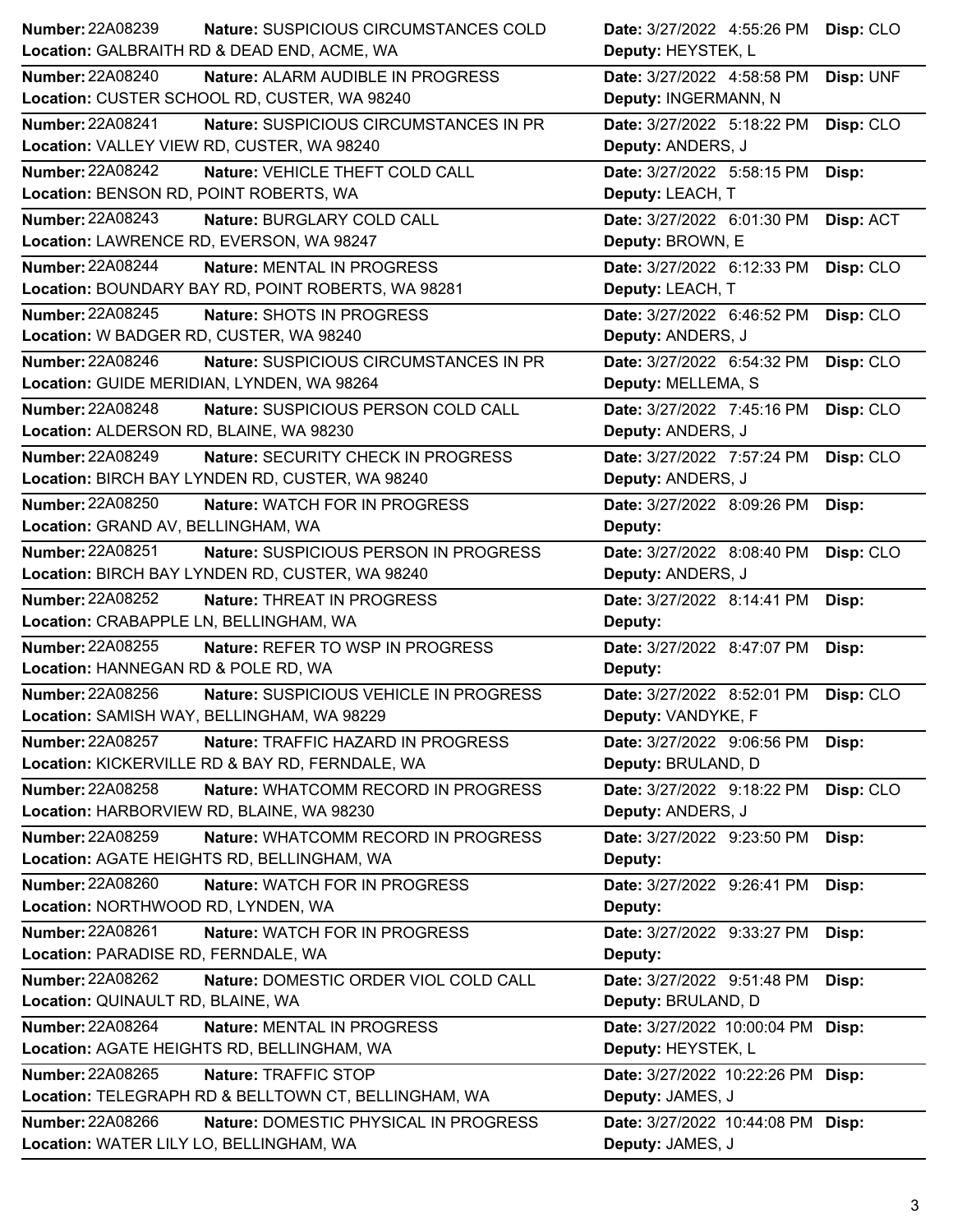**Number:** 22A08239 **Nature:** SUSPICIOUS CIRCUMSTANCES COLD **Date:** 3/27/2022 4:55:26 PM **Disp:** CLO
**Location:** GALBRAITH RD & DEAD END, ACME, WA **Deputy:** HEYSTEK, L

---

**Number:** 22A08240 **Nature:** ALARM AUDIBLE IN PROGRESS **Date:** 3/27/2022 4:58:58 PM **Disp:** UNF
**Location:** CUSTER SCHOOL RD, CUSTER, WA 98240 **Deputy:** INGERMANN, N

---

**Number:** 22A08241 **Nature:** SUSPICIOUS CIRCUMSTANCES IN PR **Date:** 3/27/2022 5:18:22 PM **Disp:** CLO
**Location:** VALLEY VIEW RD, CUSTER, WA 98240 **Deputy:** ANDERS, J

---

**Number:** 22A08242 **Nature:** VEHICLE THEFT COLD CALL **Date:** 3/27/2022 5:58:15 PM **Disp:**
**Location:** BENSON RD, POINT ROBERTS, WA **Deputy:** LEACH, T

---

**Number:** 22A08243 **Nature:** BURGLARY COLD CALL **Date:** 3/27/2022 6:01:30 PM **Disp:** ACT
**Location:** LAWRENCE RD, EVERSON, WA 98247 **Deputy:** BROWN, E

---

**Number:** 22A08244 **Nature:** MENTAL IN PROGRESS **Date:** 3/27/2022 6:12:33 PM **Disp:** CLO
**Location:** BOUNDARY BAY RD, POINT ROBERTS, WA 98281 **Deputy:** LEACH, T

---

**Number:** 22A08245 **Nature:** SHOTS IN PROGRESS **Date:** 3/27/2022 6:46:52 PM **Disp:** CLO
**Location:** W BADGER RD, CUSTER, WA 98240 **Deputy:** ANDERS, J

---

**Number:** 22A08246 **Nature:** SUSPICIOUS CIRCUMSTANCES IN PR **Date:** 3/27/2022 6:54:32 PM **Disp:** CLO
**Location:** GUIDE MERIDIAN, LYNDEN, WA 98264 **Deputy:** MELLEMA, S

---

**Number:** 22A08248 **Nature:** SUSPICIOUS PERSON COLD CALL **Date:** 3/27/2022 7:45:16 PM **Disp:** CLO
**Location:** ALDERSON RD, BLAINE, WA 98230 **Deputy:** ANDERS, J

---

**Number:** 22A08249 **Nature:** SECURITY CHECK IN PROGRESS **Date:** 3/27/2022 7:57:24 PM **Disp:** CLO
**Location:** BIRCH BAY LYNDEN RD, CUSTER, WA 98240 **Deputy:** ANDERS, J

---

**Number:** 22A08250 **Nature:** WATCH FOR IN PROGRESS **Date:** 3/27/2022 8:09:26 PM **Disp:**
**Location:** GRAND AV, BELLINGHAM, WA **Deputy:**

---

**Number:** 22A08251 **Nature:** SUSPICIOUS PERSON IN PROGRESS **Date:** 3/27/2022 8:08:40 PM **Disp:** CLO
**Location:** BIRCH BAY LYNDEN RD, CUSTER, WA 98240 **Deputy:** ANDERS, J

---

**Number:** 22A08252 **Nature:** THREAT IN PROGRESS **Date:** 3/27/2022 8:14:41 PM **Disp:**
**Location:** CRABAPPLE LN, BELLINGHAM, WA **Deputy:**

---

**Number:** 22A08255 **Nature:** REFER TO WSP IN PROGRESS **Date:** 3/27/2022 8:47:07 PM **Disp:**
**Location:** HANNEGAN RD & POLE RD, WA **Deputy:**

---

**Number:** 22A08256 **Nature:** SUSPICIOUS VEHICLE IN PROGRESS **Date:** 3/27/2022 8:52:01 PM **Disp:** CLO
**Location:** SAMISH WAY, BELLINGHAM, WA 98229 **Deputy:** VANDYKE, F

---

**Number:** 22A08257 **Nature:** TRAFFIC HAZARD IN PROGRESS **Date:** 3/27/2022 9:06:56 PM **Disp:**
**Location:** KICKERVILLE RD & BAY RD, FERNDALE, WA **Deputy:** BRULAND, D

---

**Number:** 22A08258 **Nature:** WHATCOMM RECORD IN PROGRESS **Date:** 3/27/2022 9:18:22 PM **Disp:** CLO
**Location:** HARBORVIEW RD, BLAINE, WA 98230 **Deputy:** ANDERS, J

---

**Number:** 22A08259 **Nature:** WHATCOMM RECORD IN PROGRESS **Date:** 3/27/2022 9:23:50 PM **Disp:**
**Location:** AGATE HEIGHTS RD, BELLINGHAM, WA **Deputy:**

---

**Number:** 22A08260 **Nature:** WATCH FOR IN PROGRESS **Date:** 3/27/2022 9:26:41 PM **Disp:**
**Location:** NORTHWOOD RD, LYNDEN, WA **Deputy:**

---

**Number:** 22A08261 **Nature:** WATCH FOR IN PROGRESS **Date:** 3/27/2022 9:33:27 PM **Disp:**
**Location:** PARADISE RD, FERNDALE, WA **Deputy:**

---

**Number:** 22A08262 **Nature:** DOMESTIC ORDER VIOL COLD CALL **Date:** 3/27/2022 9:51:48 PM **Disp:**
**Location:** QUINAULT RD, BLAINE, WA **Deputy:** BRULAND, D

---

**Number:** 22A08264 **Nature:** MENTAL IN PROGRESS **Date:** 3/27/2022 10:00:04 PM **Disp:**
**Location:** AGATE HEIGHTS RD, BELLINGHAM, WA **Deputy:** HEYSTEK, L

---

**Number:** 22A08265 **Nature:** TRAFFIC STOP **Date:** 3/27/2022 10:22:26 PM **Disp:**
**Location:** TELEGRAPH RD & BELLTOWN CT, BELLINGHAM, WA **Deputy:** JAMES, J

---

**Number:** 22A08266 **Nature:** DOMESTIC PHYSICAL IN PROGRESS **Date:** 3/27/2022 10:44:08 PM **Disp:**
**Location:** WATER LILY LO, BELLINGHAM, WA **Deputy:** JAMES, J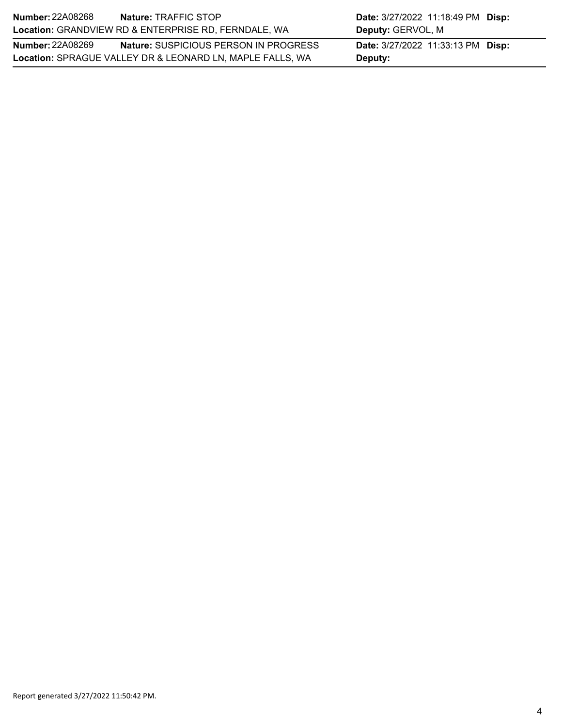**Number:** 22A08268 **Nature:** TRAFFIC STOP **Date:** 3/27/2022 11:18:49 PM **Disp:**
**Location:** GRANDVIEW RD & ENTERPRISE RD, FERNDALE, WA **Deputy:** GERVOL, M

**Number:** 22A08269 **Nature:** SUSPICIOUS PERSON IN PROGRESS **Date:** 3/27/2022 11:33:13 PM **Disp:**
**Location:** SPRAGUE VALLEY DR & LEONARD LN, MAPLE FALLS, WA **Deputy:**

Report generated 3/27/2022 11:50:42 PM.